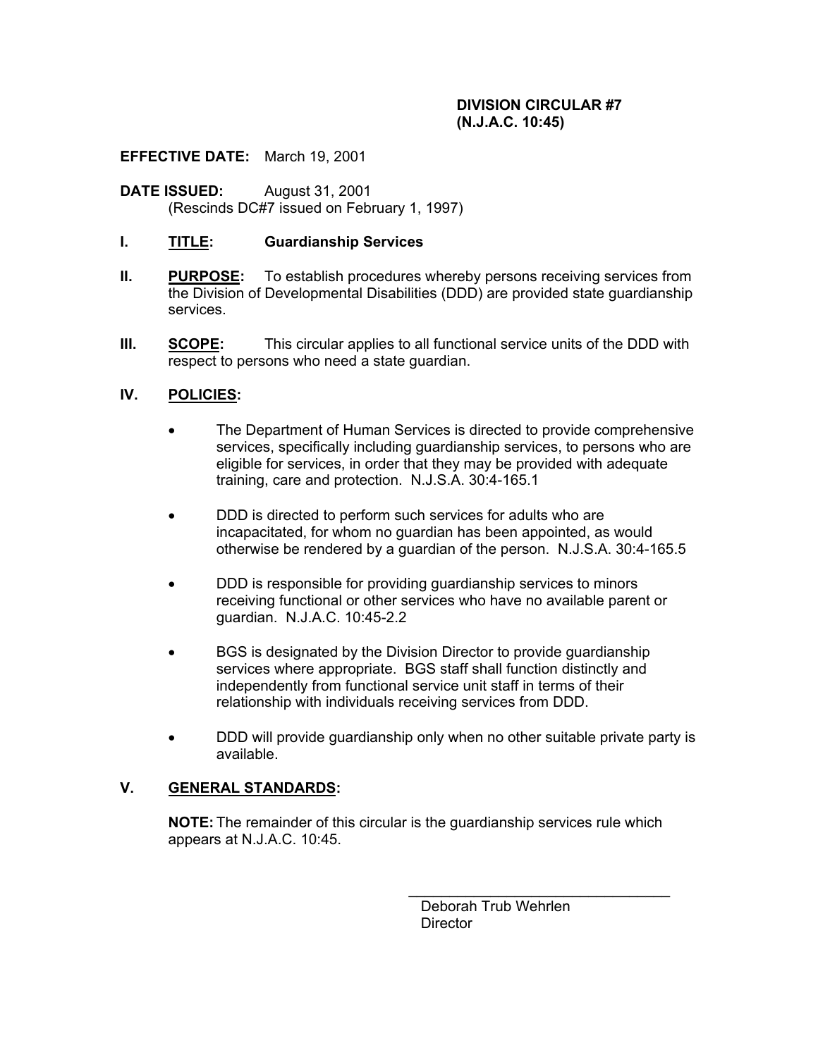**DIVISION CIRCULAR #7**
**(N.J.A.C. 10:45)**

**EFFECTIVE DATE:** March 19, 2001

**DATE ISSUED:** August 31, 2001
(Rescinds DC#7 issued on February 1, 1997)

## I. TITLE: Guardianship Services

## II. PURPOSE:

To establish procedures whereby persons receiving services from the Division of Developmental Disabilities (DDD) are provided state guardianship services.

## III. SCOPE:

This circular applies to all functional service units of the DDD with respect to persons who need a state guardian.

## IV. POLICIES:

- The Department of Human Services is directed to provide comprehensive services, specifically including guardianship services, to persons who are eligible for services, in order that they may be provided with adequate training, care and protection. N.J.S.A. 30:4-165.1
- DDD is directed to perform such services for adults who are incapacitated, for whom no guardian has been appointed, as would otherwise be rendered by a guardian of the person. N.J.S.A. 30:4-165.5
- DDD is responsible for providing guardianship services to minors receiving functional or other services who have no available parent or guardian. N.J.A.C. 10:45-2.2
- BGS is designated by the Division Director to provide guardianship services where appropriate. BGS staff shall function distinctly and independently from functional service unit staff in terms of their relationship with individuals receiving services from DDD.
- DDD will provide guardianship only when no other suitable private party is available.

## V. GENERAL STANDARDS:

**NOTE:** The remainder of this circular is the guardianship services rule which appears at N.J.A.C. 10:45.

\_\_\_\_\_\_\_\_\_\_\_\_\_\_\_\_\_\_\_\_\_\_\_\_\_\_\_\_\_\_\_\_\_\_
Deborah Trub Wehrlen
Director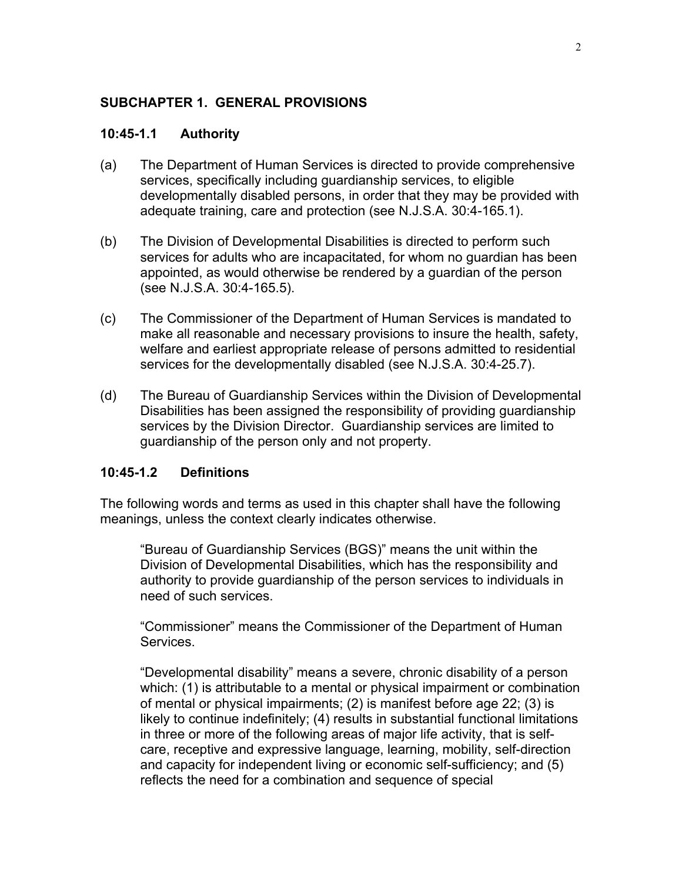## SUBCHAPTER 1. GENERAL PROVISIONS

### 10:45-1.1 Authority

(a) The Department of Human Services is directed to provide comprehensive services, specifically including guardianship services, to eligible developmentally disabled persons, in order that they may be provided with adequate training, care and protection (see N.J.S.A. 30:4-165.1).

(b) The Division of Developmental Disabilities is directed to perform such services for adults who are incapacitated, for whom no guardian has been appointed, as would otherwise be rendered by a guardian of the person (see N.J.S.A. 30:4-165.5).

(c) The Commissioner of the Department of Human Services is mandated to make all reasonable and necessary provisions to insure the health, safety, welfare and earliest appropriate release of persons admitted to residential services for the developmentally disabled (see N.J.S.A. 30:4-25.7).

(d) The Bureau of Guardianship Services within the Division of Developmental Disabilities has been assigned the responsibility of providing guardianship services by the Division Director. Guardianship services are limited to guardianship of the person only and not property.

### 10:45-1.2 Definitions

The following words and terms as used in this chapter shall have the following meanings, unless the context clearly indicates otherwise.

"Bureau of Guardianship Services (BGS)" means the unit within the Division of Developmental Disabilities, which has the responsibility and authority to provide guardianship of the person services to individuals in need of such services.

"Commissioner" means the Commissioner of the Department of Human Services.

"Developmental disability" means a severe, chronic disability of a person which: (1) is attributable to a mental or physical impairment or combination of mental or physical impairments; (2) is manifest before age 22; (3) is likely to continue indefinitely; (4) results in substantial functional limitations in three or more of the following areas of major life activity, that is self-care, receptive and expressive language, learning, mobility, self-direction and capacity for independent living or economic self-sufficiency; and (5) reflects the need for a combination and sequence of special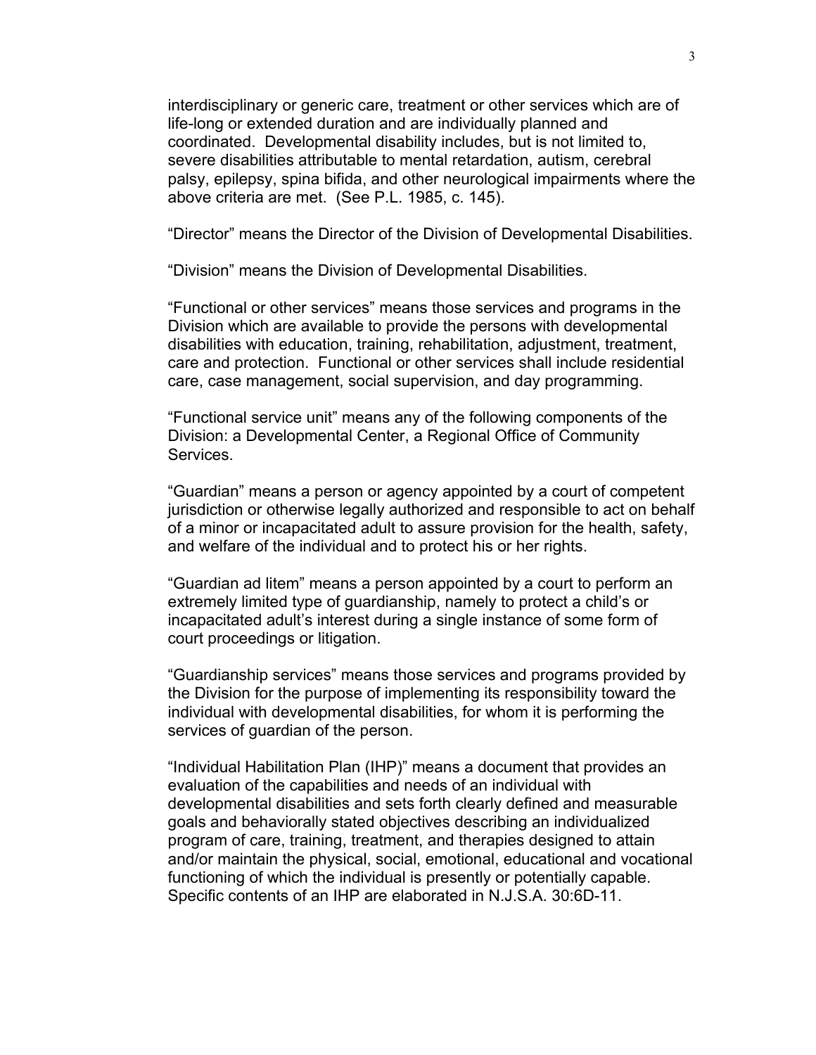interdisciplinary or generic care, treatment or other services which are of life-long or extended duration and are individually planned and coordinated. Developmental disability includes, but is not limited to, severe disabilities attributable to mental retardation, autism, cerebral palsy, epilepsy, spina bifida, and other neurological impairments where the above criteria are met. (See P.L. 1985, c. 145).

"Director" means the Director of the Division of Developmental Disabilities.

"Division" means the Division of Developmental Disabilities.

"Functional or other services" means those services and programs in the Division which are available to provide the persons with developmental disabilities with education, training, rehabilitation, adjustment, treatment, care and protection. Functional or other services shall include residential care, case management, social supervision, and day programming.

"Functional service unit" means any of the following components of the Division: a Developmental Center, a Regional Office of Community Services.

"Guardian" means a person or agency appointed by a court of competent jurisdiction or otherwise legally authorized and responsible to act on behalf of a minor or incapacitated adult to assure provision for the health, safety, and welfare of the individual and to protect his or her rights.

"Guardian ad litem" means a person appointed by a court to perform an extremely limited type of guardianship, namely to protect a child's or incapacitated adult's interest during a single instance of some form of court proceedings or litigation.

"Guardianship services" means those services and programs provided by the Division for the purpose of implementing its responsibility toward the individual with developmental disabilities, for whom it is performing the services of guardian of the person.

"Individual Habilitation Plan (IHP)" means a document that provides an evaluation of the capabilities and needs of an individual with developmental disabilities and sets forth clearly defined and measurable goals and behaviorally stated objectives describing an individualized program of care, training, treatment, and therapies designed to attain and/or maintain the physical, social, emotional, educational and vocational functioning of which the individual is presently or potentially capable. Specific contents of an IHP are elaborated in N.J.S.A. 30:6D-11.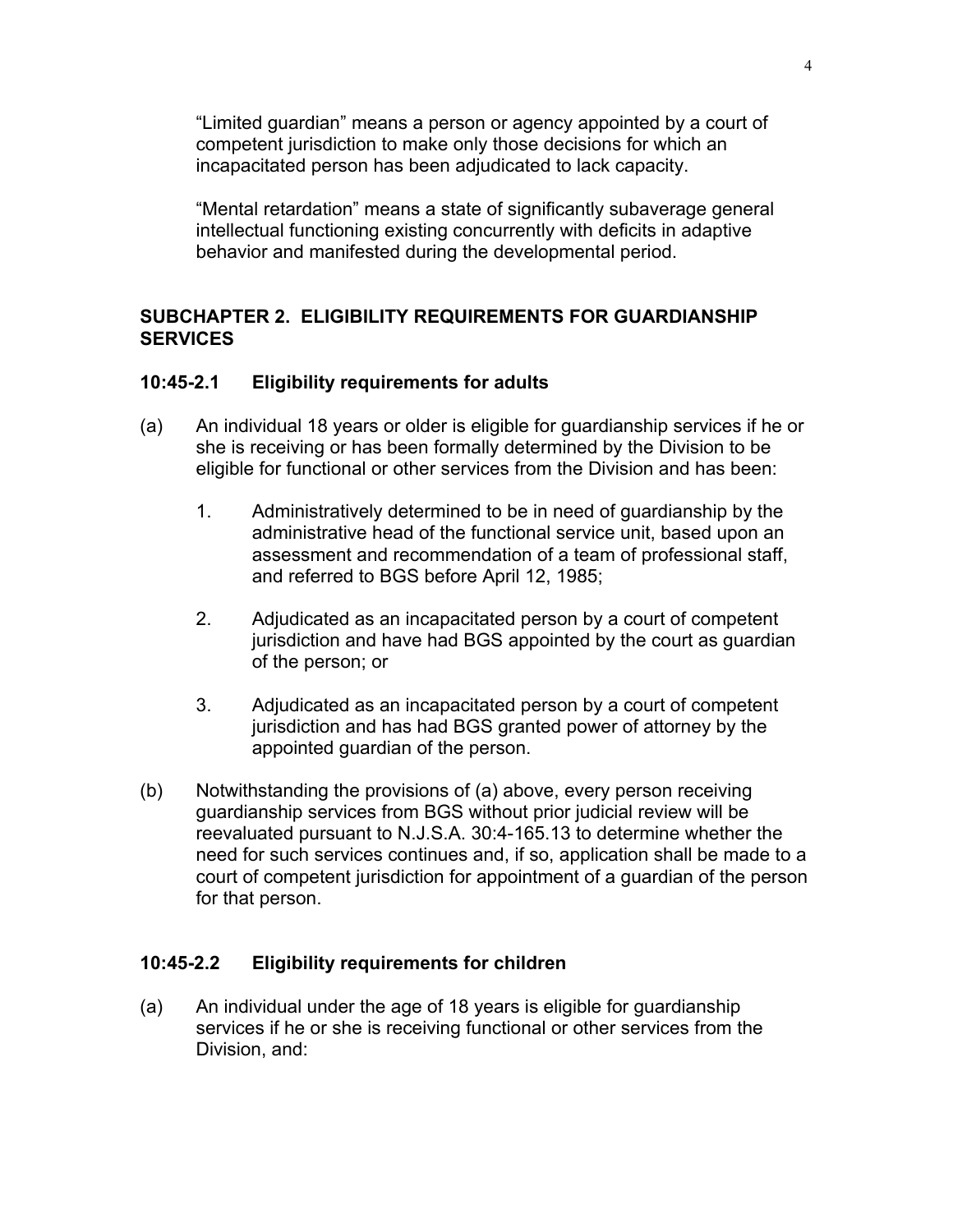"Limited guardian" means a person or agency appointed by a court of competent jurisdiction to make only those decisions for which an incapacitated person has been adjudicated to lack capacity.

"Mental retardation" means a state of significantly subaverage general intellectual functioning existing concurrently with deficits in adaptive behavior and manifested during the developmental period.

## SUBCHAPTER 2. ELIGIBILITY REQUIREMENTS FOR GUARDIANSHIP SERVICES

### 10:45-2.1 Eligibility requirements for adults

(a) An individual 18 years or older is eligible for guardianship services if he or she is receiving or has been formally determined by the Division to be eligible for functional or other services from the Division and has been:

1. Administratively determined to be in need of guardianship by the administrative head of the functional service unit, based upon an assessment and recommendation of a team of professional staff, and referred to BGS before April 12, 1985;

2. Adjudicated as an incapacitated person by a court of competent jurisdiction and have had BGS appointed by the court as guardian of the person; or

3. Adjudicated as an incapacitated person by a court of competent jurisdiction and has had BGS granted power of attorney by the appointed guardian of the person.

(b) Notwithstanding the provisions of (a) above, every person receiving guardianship services from BGS without prior judicial review will be reevaluated pursuant to N.J.S.A. 30:4-165.13 to determine whether the need for such services continues and, if so, application shall be made to a court of competent jurisdiction for appointment of a guardian of the person for that person.

### 10:45-2.2 Eligibility requirements for children

(a) An individual under the age of 18 years is eligible for guardianship services if he or she is receiving functional or other services from the Division, and: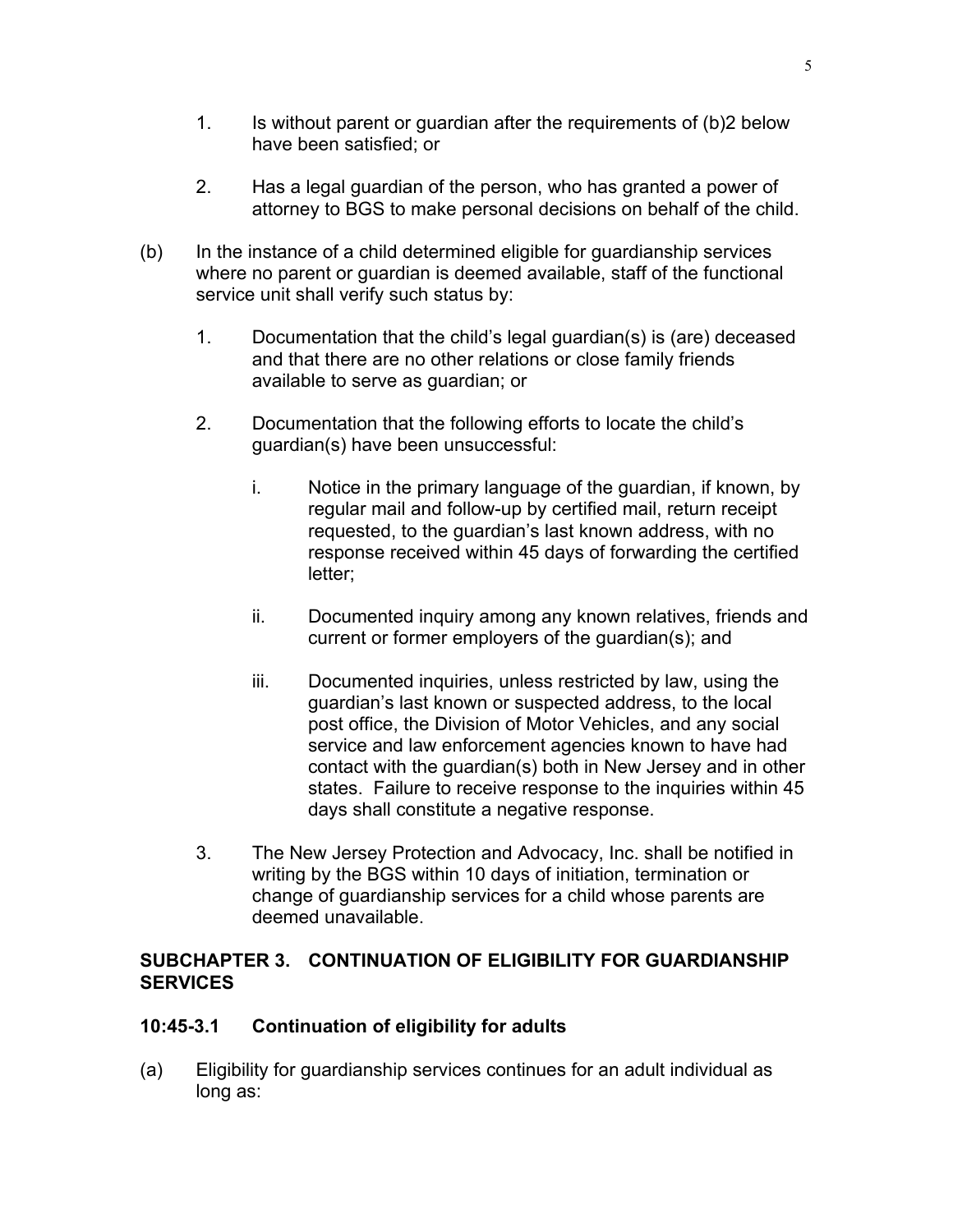1. Is without parent or guardian after the requirements of (b)2 below have been satisfied; or

2. Has a legal guardian of the person, who has granted a power of attorney to BGS to make personal decisions on behalf of the child.

(b) In the instance of a child determined eligible for guardianship services where no parent or guardian is deemed available, staff of the functional service unit shall verify such status by:

1. Documentation that the child's legal guardian(s) is (are) deceased and that there are no other relations or close family friends available to serve as guardian; or

2. Documentation that the following efforts to locate the child's guardian(s) have been unsuccessful:

   i. Notice in the primary language of the guardian, if known, by regular mail and follow-up by certified mail, return receipt requested, to the guardian's last known address, with no response received within 45 days of forwarding the certified letter;

   ii. Documented inquiry among any known relatives, friends and current or former employers of the guardian(s); and

   iii. Documented inquiries, unless restricted by law, using the guardian's last known or suspected address, to the local post office, the Division of Motor Vehicles, and any social service and law enforcement agencies known to have had contact with the guardian(s) both in New Jersey and in other states. Failure to receive response to the inquiries within 45 days shall constitute a negative response.

3. The New Jersey Protection and Advocacy, Inc. shall be notified in writing by the BGS within 10 days of initiation, termination or change of guardianship services for a child whose parents are deemed unavailable.

## SUBCHAPTER 3. CONTINUATION OF ELIGIBILITY FOR GUARDIANSHIP SERVICES

### 10:45-3.1 Continuation of eligibility for adults

(a) Eligibility for guardianship services continues for an adult individual as long as: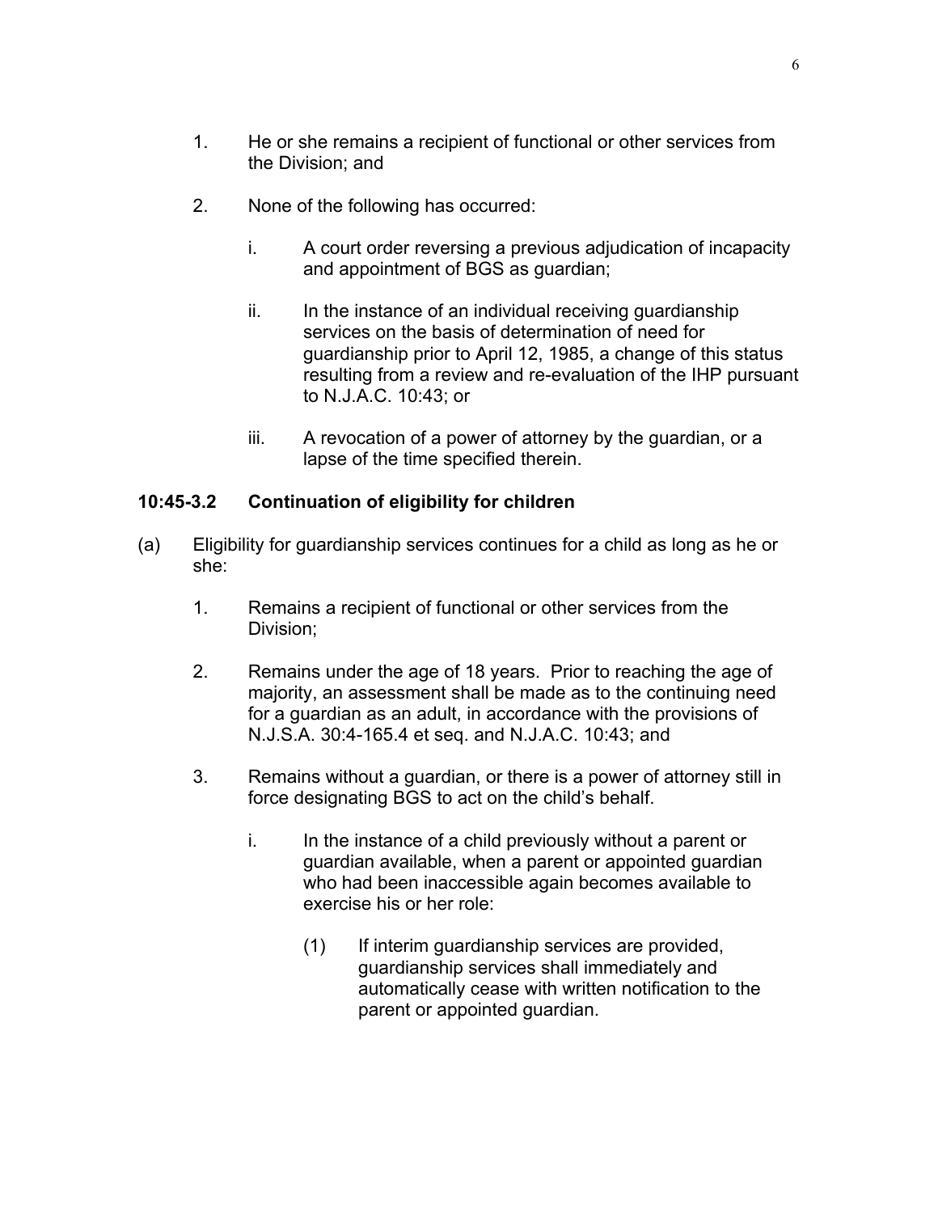1. He or she remains a recipient of functional or other services from the Division; and

2. None of the following has occurred:

   i. A court order reversing a previous adjudication of incapacity and appointment of BGS as guardian;

   ii. In the instance of an individual receiving guardianship services on the basis of determination of need for guardianship prior to April 12, 1985, a change of this status resulting from a review and re-evaluation of the IHP pursuant to N.J.A.C. 10:43; or

   iii. A revocation of a power of attorney by the guardian, or a lapse of the time specified therein.

### 10:45-3.2 Continuation of eligibility for children

(a) Eligibility for guardianship services continues for a child as long as he or she:

1. Remains a recipient of functional or other services from the Division;

2. Remains under the age of 18 years. Prior to reaching the age of majority, an assessment shall be made as to the continuing need for a guardian as an adult, in accordance with the provisions of N.J.S.A. 30:4-165.4 et seq. and N.J.A.C. 10:43; and

3. Remains without a guardian, or there is a power of attorney still in force designating BGS to act on the child's behalf.

   i. In the instance of a child previously without a parent or guardian available, when a parent or appointed guardian who had been inaccessible again becomes available to exercise his or her role:

      (1) If interim guardianship services are provided, guardianship services shall immediately and automatically cease with written notification to the parent or appointed guardian.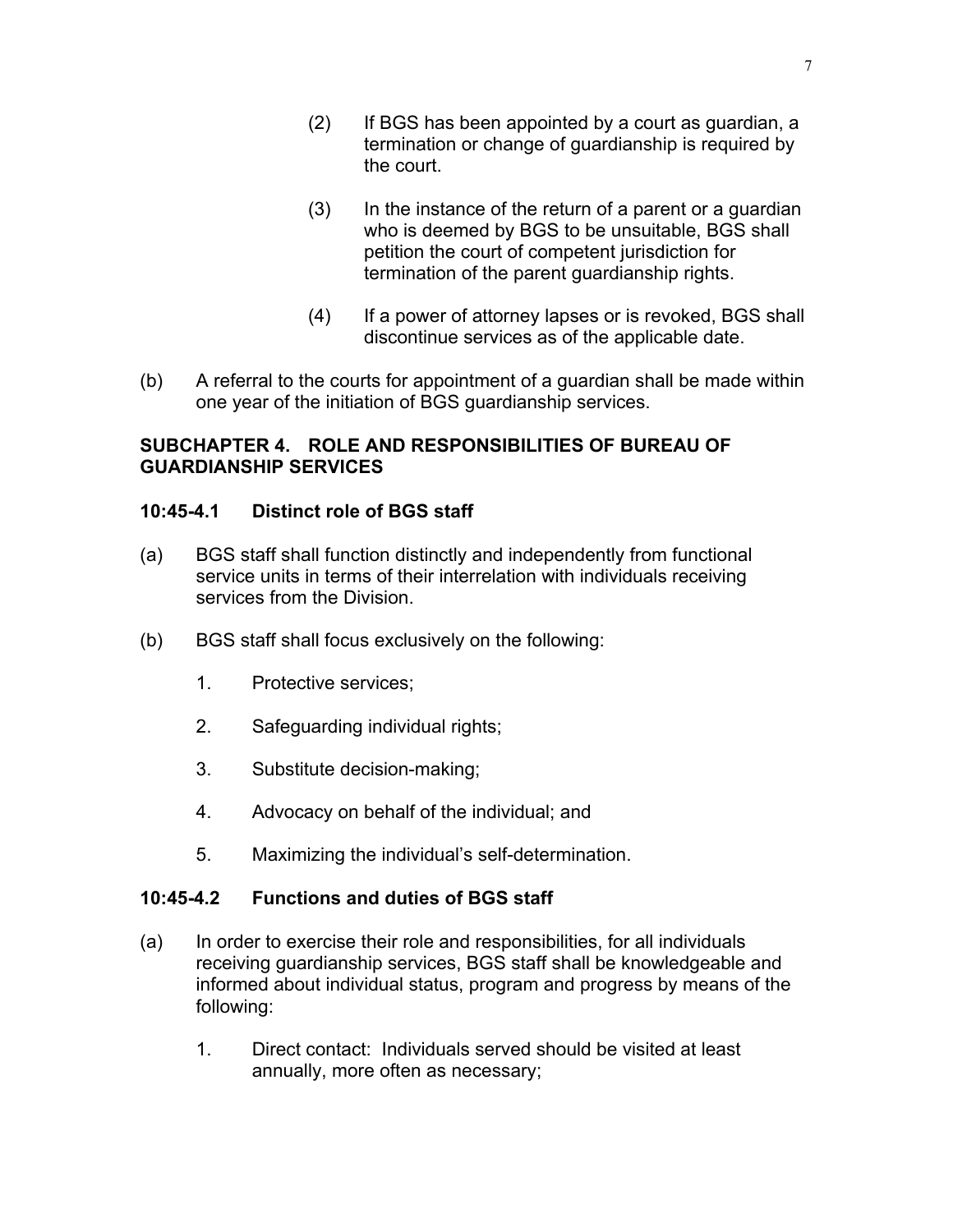(2) If BGS has been appointed by a court as guardian, a termination or change of guardianship is required by the court.

(3) In the instance of the return of a parent or a guardian who is deemed by BGS to be unsuitable, BGS shall petition the court of competent jurisdiction for termination of the parent guardianship rights.

(4) If a power of attorney lapses or is revoked, BGS shall discontinue services as of the applicable date.

(b) A referral to the courts for appointment of a guardian shall be made within one year of the initiation of BGS guardianship services.

## SUBCHAPTER 4. ROLE AND RESPONSIBILITIES OF BUREAU OF GUARDIANSHIP SERVICES

### 10:45-4.1 Distinct role of BGS staff

(a) BGS staff shall function distinctly and independently from functional service units in terms of their interrelation with individuals receiving services from the Division.

(b) BGS staff shall focus exclusively on the following:

1. Protective services;

2. Safeguarding individual rights;

3. Substitute decision-making;

4. Advocacy on behalf of the individual; and

5. Maximizing the individual's self-determination.

### 10:45-4.2 Functions and duties of BGS staff

(a) In order to exercise their role and responsibilities, for all individuals receiving guardianship services, BGS staff shall be knowledgeable and informed about individual status, program and progress by means of the following:

1. Direct contact: Individuals served should be visited at least annually, more often as necessary;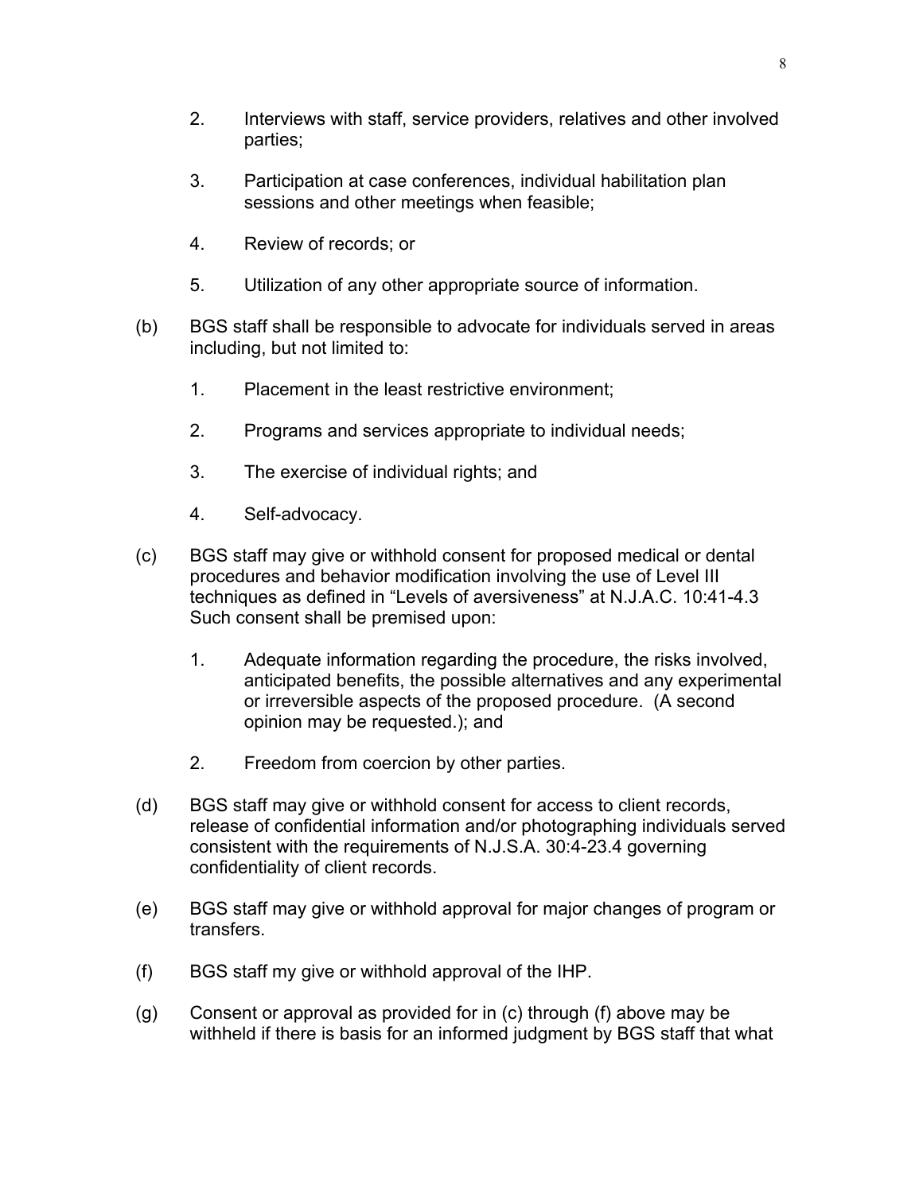2. Interviews with staff, service providers, relatives and other involved parties;

3. Participation at case conferences, individual habilitation plan sessions and other meetings when feasible;

4. Review of records; or

5. Utilization of any other appropriate source of information.

(b) BGS staff shall be responsible to advocate for individuals served in areas including, but not limited to:

1. Placement in the least restrictive environment;

2. Programs and services appropriate to individual needs;

3. The exercise of individual rights; and

4. Self-advocacy.

(c) BGS staff may give or withhold consent for proposed medical or dental procedures and behavior modification involving the use of Level III techniques as defined in "Levels of aversiveness" at N.J.A.C. 10:41-4.3 Such consent shall be premised upon:

1. Adequate information regarding the procedure, the risks involved, anticipated benefits, the possible alternatives and any experimental or irreversible aspects of the proposed procedure. (A second opinion may be requested.); and

2. Freedom from coercion by other parties.

(d) BGS staff may give or withhold consent for access to client records, release of confidential information and/or photographing individuals served consistent with the requirements of N.J.S.A. 30:4-23.4 governing confidentiality of client records.

(e) BGS staff may give or withhold approval for major changes of program or transfers.

(f) BGS staff my give or withhold approval of the IHP.

(g) Consent or approval as provided for in (c) through (f) above may be withheld if there is basis for an informed judgment by BGS staff that what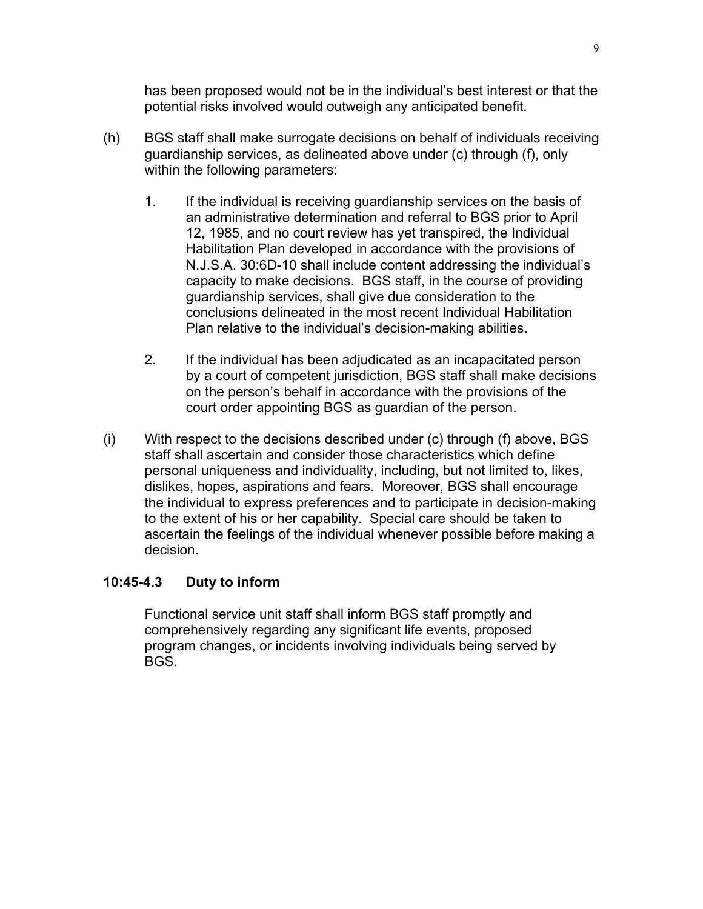has been proposed would not be in the individual's best interest or that the potential risks involved would outweigh any anticipated benefit.

(h) BGS staff shall make surrogate decisions on behalf of individuals receiving guardianship services, as delineated above under (c) through (f), only within the following parameters:

1. If the individual is receiving guardianship services on the basis of an administrative determination and referral to BGS prior to April 12, 1985, and no court review has yet transpired, the Individual Habilitation Plan developed in accordance with the provisions of N.J.S.A. 30:6D-10 shall include content addressing the individual's capacity to make decisions. BGS staff, in the course of providing guardianship services, shall give due consideration to the conclusions delineated in the most recent Individual Habilitation Plan relative to the individual's decision-making abilities.

2. If the individual has been adjudicated as an incapacitated person by a court of competent jurisdiction, BGS staff shall make decisions on the person's behalf in accordance with the provisions of the court order appointing BGS as guardian of the person.

(i) With respect to the decisions described under (c) through (f) above, BGS staff shall ascertain and consider those characteristics which define personal uniqueness and individuality, including, but not limited to, likes, dislikes, hopes, aspirations and fears. Moreover, BGS shall encourage the individual to express preferences and to participate in decision-making to the extent of his or her capability. Special care should be taken to ascertain the feelings of the individual whenever possible before making a decision.

### 10:45-4.3 Duty to inform

Functional service unit staff shall inform BGS staff promptly and comprehensively regarding any significant life events, proposed program changes, or incidents involving individuals being served by BGS.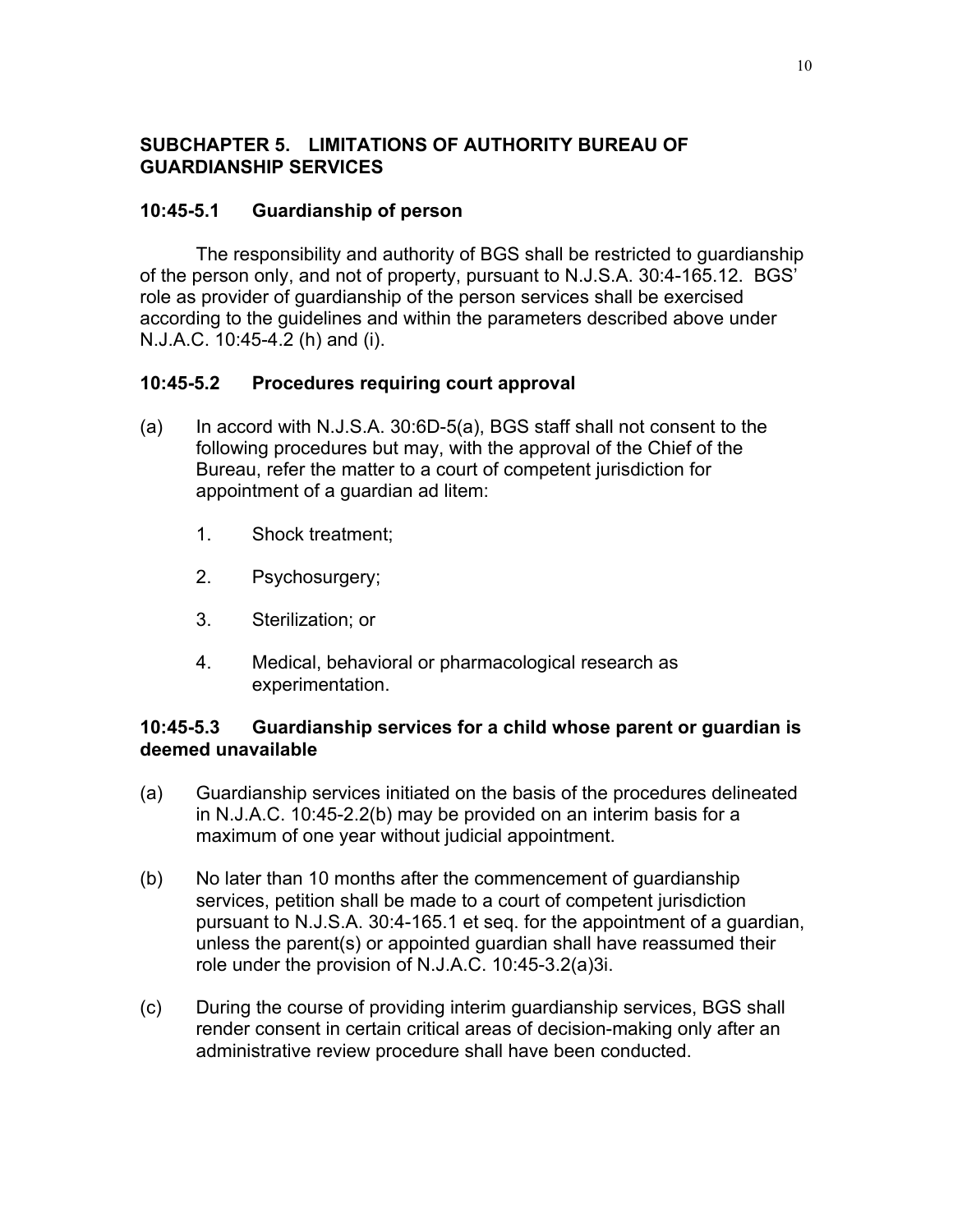## SUBCHAPTER 5. LIMITATIONS OF AUTHORITY BUREAU OF GUARDIANSHIP SERVICES

### 10:45-5.1 Guardianship of person

The responsibility and authority of BGS shall be restricted to guardianship of the person only, and not of property, pursuant to N.J.S.A. 30:4-165.12. BGS' role as provider of guardianship of the person services shall be exercised according to the guidelines and within the parameters described above under N.J.A.C. 10:45-4.2 (h) and (i).

### 10:45-5.2 Procedures requiring court approval

(a) In accord with N.J.S.A. 30:6D-5(a), BGS staff shall not consent to the following procedures but may, with the approval of the Chief of the Bureau, refer the matter to a court of competent jurisdiction for appointment of a guardian ad litem:

1. Shock treatment;
2. Psychosurgery;
3. Sterilization; or
4. Medical, behavioral or pharmacological research as experimentation.

### 10:45-5.3 Guardianship services for a child whose parent or guardian is deemed unavailable

(a) Guardianship services initiated on the basis of the procedures delineated in N.J.A.C. 10:45-2.2(b) may be provided on an interim basis for a maximum of one year without judicial appointment.

(b) No later than 10 months after the commencement of guardianship services, petition shall be made to a court of competent jurisdiction pursuant to N.J.S.A. 30:4-165.1 et seq. for the appointment of a guardian, unless the parent(s) or appointed guardian shall have reassumed their role under the provision of N.J.A.C. 10:45-3.2(a)3i.

(c) During the course of providing interim guardianship services, BGS shall render consent in certain critical areas of decision-making only after an administrative review procedure shall have been conducted.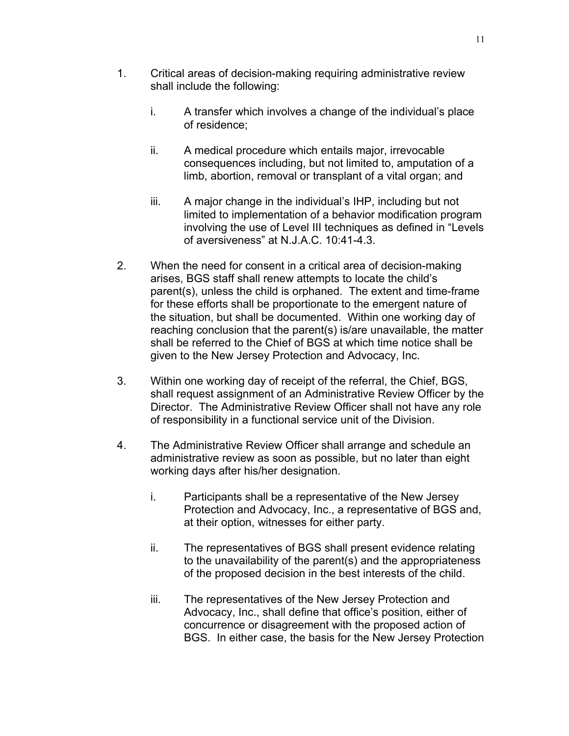1. Critical areas of decision-making requiring administrative review shall include the following:

   i. A transfer which involves a change of the individual's place of residence;

   ii. A medical procedure which entails major, irrevocable consequences including, but not limited to, amputation of a limb, abortion, removal or transplant of a vital organ; and

   iii. A major change in the individual's IHP, including but not limited to implementation of a behavior modification program involving the use of Level III techniques as defined in "Levels of aversiveness" at N.J.A.C. 10:41-4.3.

2. When the need for consent in a critical area of decision-making arises, BGS staff shall renew attempts to locate the child's parent(s), unless the child is orphaned. The extent and time-frame for these efforts shall be proportionate to the emergent nature of the situation, but shall be documented. Within one working day of reaching conclusion that the parent(s) is/are unavailable, the matter shall be referred to the Chief of BGS at which time notice shall be given to the New Jersey Protection and Advocacy, Inc.

3. Within one working day of receipt of the referral, the Chief, BGS, shall request assignment of an Administrative Review Officer by the Director. The Administrative Review Officer shall not have any role of responsibility in a functional service unit of the Division.

4. The Administrative Review Officer shall arrange and schedule an administrative review as soon as possible, but no later than eight working days after his/her designation.

   i. Participants shall be a representative of the New Jersey Protection and Advocacy, Inc., a representative of BGS and, at their option, witnesses for either party.

   ii. The representatives of BGS shall present evidence relating to the unavailability of the parent(s) and the appropriateness of the proposed decision in the best interests of the child.

   iii. The representatives of the New Jersey Protection and Advocacy, Inc., shall define that office's position, either of concurrence or disagreement with the proposed action of BGS. In either case, the basis for the New Jersey Protection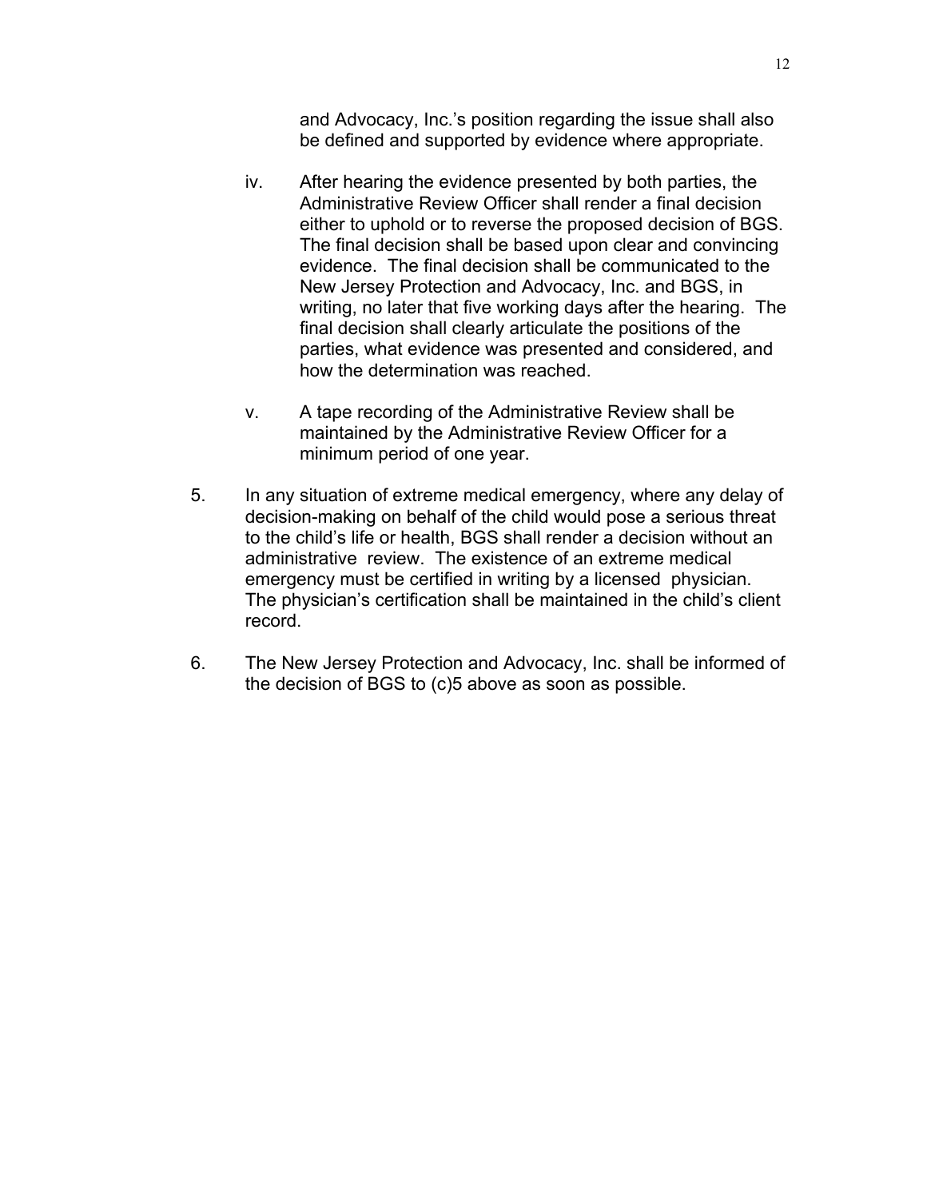and Advocacy, Inc.'s position regarding the issue shall also be defined and supported by evidence where appropriate.

iv. After hearing the evidence presented by both parties, the Administrative Review Officer shall render a final decision either to uphold or to reverse the proposed decision of BGS. The final decision shall be based upon clear and convincing evidence. The final decision shall be communicated to the New Jersey Protection and Advocacy, Inc. and BGS, in writing, no later that five working days after the hearing. The final decision shall clearly articulate the positions of the parties, what evidence was presented and considered, and how the determination was reached.

v. A tape recording of the Administrative Review shall be maintained by the Administrative Review Officer for a minimum period of one year.

5. In any situation of extreme medical emergency, where any delay of decision-making on behalf of the child would pose a serious threat to the child's life or health, BGS shall render a decision without an administrative review. The existence of an extreme medical emergency must be certified in writing by a licensed physician. The physician's certification shall be maintained in the child's client record.

6. The New Jersey Protection and Advocacy, Inc. shall be informed of the decision of BGS to (c)5 above as soon as possible.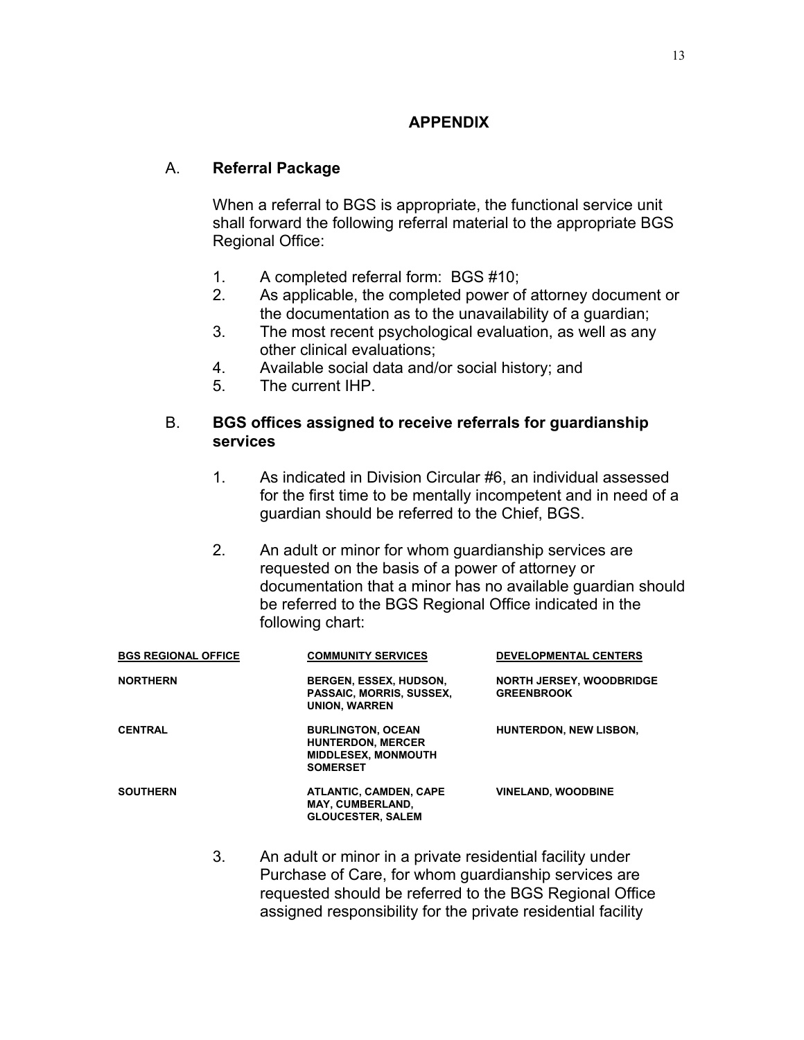# APPENDIX

## A. Referral Package

When a referral to BGS is appropriate, the functional service unit shall forward the following referral material to the appropriate BGS Regional Office:

1. A completed referral form: BGS #10;
2. As applicable, the completed power of attorney document or the documentation as to the unavailability of a guardian;
3. The most recent psychological evaluation, as well as any other clinical evaluations;
4. Available social data and/or social history; and
5. The current IHP.

## B. BGS offices assigned to receive referrals for guardianship services

1. As indicated in Division Circular #6, an individual assessed for the first time to be mentally incompetent and in need of a guardian should be referred to the Chief, BGS.

2. An adult or minor for whom guardianship services are requested on the basis of a power of attorney or documentation that a minor has no available guardian should be referred to the BGS Regional Office indicated in the following chart:

| BGS REGIONAL OFFICE | COMMUNITY SERVICES | DEVELOPMENTAL CENTERS |
|---|---|---|
| NORTHERN | BERGEN, ESSEX, HUDSON, PASSAIC, MORRIS, SUSSEX, UNION, WARREN | NORTH JERSEY, WOODBRIDGE GREENBROOK |
| CENTRAL | BURLINGTON, OCEAN HUNTERDON, MERCER MIDDLESEX, MONMOUTH SOMERSET | HUNTERDON, NEW LISBON, |
| SOUTHERN | ATLANTIC, CAMDEN, CAPE MAY, CUMBERLAND, GLOUCESTER, SALEM | VINELAND, WOODBINE |

3. An adult or minor in a private residential facility under Purchase of Care, for whom guardianship services are requested should be referred to the BGS Regional Office assigned responsibility for the private residential facility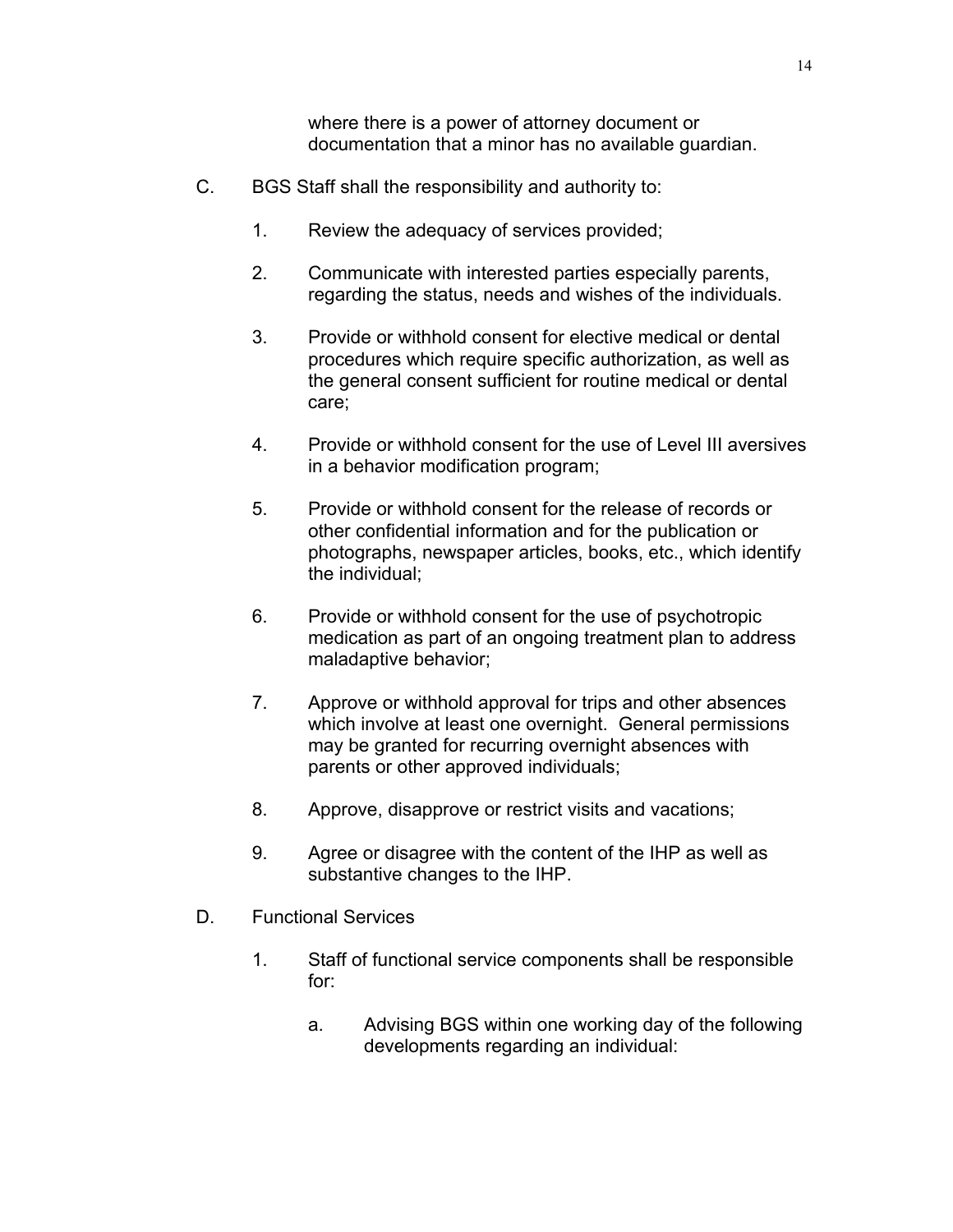where there is a power of attorney document or documentation that a minor has no available guardian.

C. BGS Staff shall the responsibility and authority to:

1. Review the adequacy of services provided;

2. Communicate with interested parties especially parents, regarding the status, needs and wishes of the individuals.

3. Provide or withhold consent for elective medical or dental procedures which require specific authorization, as well as the general consent sufficient for routine medical or dental care;

4. Provide or withhold consent for the use of Level III aversives in a behavior modification program;

5. Provide or withhold consent for the release of records or other confidential information and for the publication or photographs, newspaper articles, books, etc., which identify the individual;

6. Provide or withhold consent for the use of psychotropic medication as part of an ongoing treatment plan to address maladaptive behavior;

7. Approve or withhold approval for trips and other absences which involve at least one overnight. General permissions may be granted for recurring overnight absences with parents or other approved individuals;

8. Approve, disapprove or restrict visits and vacations;

9. Agree or disagree with the content of the IHP as well as substantive changes to the IHP.

D. Functional Services

1. Staff of functional service components shall be responsible for:

   a. Advising BGS within one working day of the following developments regarding an individual: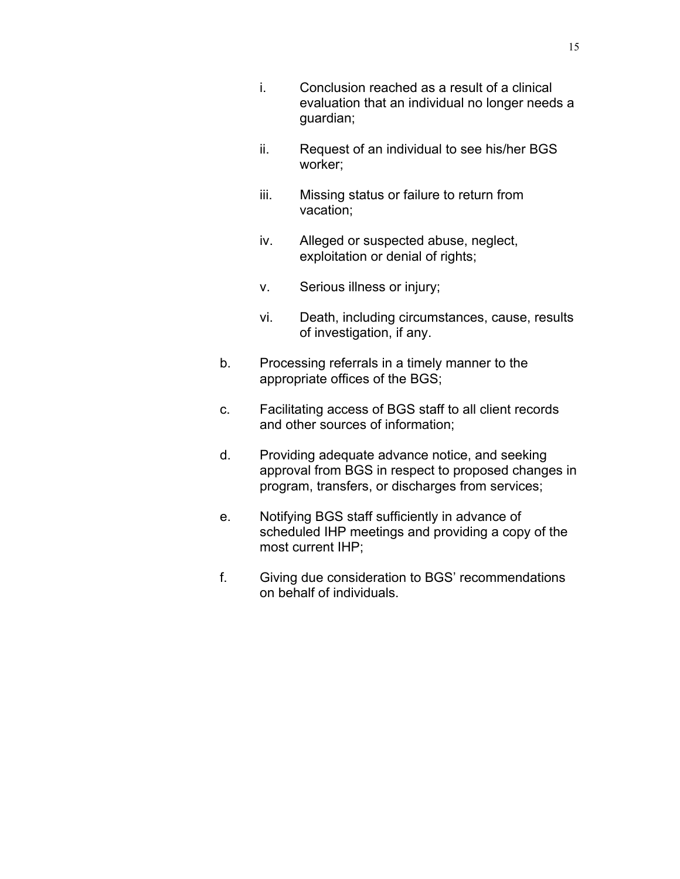i. Conclusion reached as a result of a clinical evaluation that an individual no longer needs a guardian;

ii. Request of an individual to see his/her BGS worker;

iii. Missing status or failure to return from vacation;

iv. Alleged or suspected abuse, neglect, exploitation or denial of rights;

v. Serious illness or injury;

vi. Death, including circumstances, cause, results of investigation, if any.

b. Processing referrals in a timely manner to the appropriate offices of the BGS;

c. Facilitating access of BGS staff to all client records and other sources of information;

d. Providing adequate advance notice, and seeking approval from BGS in respect to proposed changes in program, transfers, or discharges from services;

e. Notifying BGS staff sufficiently in advance of scheduled IHP meetings and providing a copy of the most current IHP;

f. Giving due consideration to BGS' recommendations on behalf of individuals.